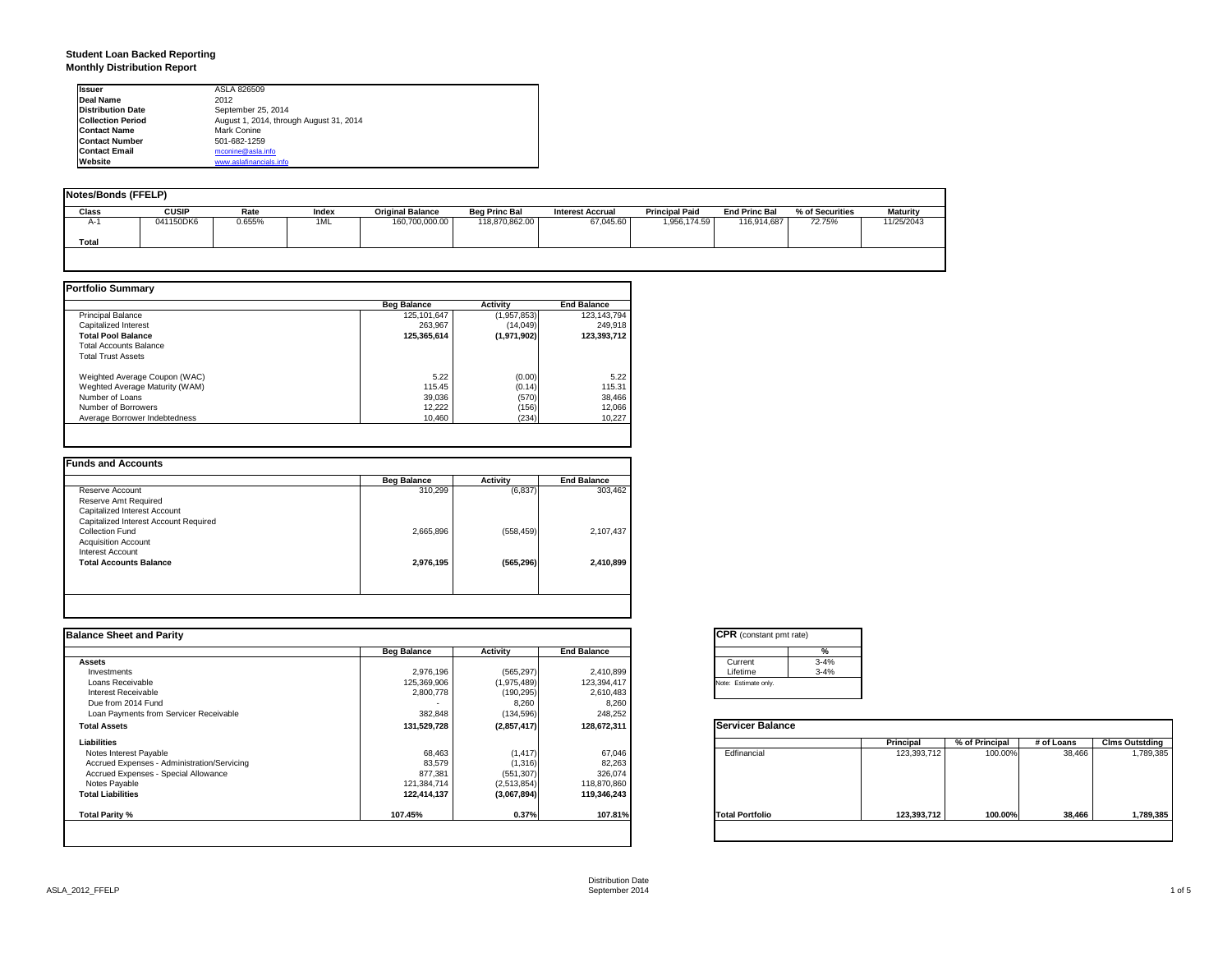# Student Loan Backed Reporting
## Monthly Distribution Report

| | |
|---|---|
| **Issuer** | ASLA 826509 |
| **Deal Name** | 2012 |
| **Distribution Date** | September 25, 2014 |
| **Collection Period** | August 1, 2014, through August 31, 2014 |
| **Contact Name** | Mark Conine |
| **Contact Number** | 501-682-1259 |
| **Contact Email** | mconine@asla.info |
| **Website** | www.aslafinancials.info |

### Notes/Bonds (FFELP)

| Class | CUSIP | Rate | Index | Original Balance | Beg Princ Bal | Interest Accrual | Principal Paid | End Princ Bal | % of Securities | Maturity |
|---|---|---|---|---|---|---|---|---|---|---|
| A-1 | 041150DK6 | 0.655% | 1ML | 160,700,000.00 | 118,870,862.00 | 67,045.60 | 1,956,174.59 | 116,914,687 | 72.75% | 11/25/2043 |
| **Total** | | | | | | | | | | |

### Portfolio Summary

| | Beg Balance | Activity | End Balance |
|---|---|---|---|
| Principal Balance | 125,101,647 | (1,957,853) | 123,143,794 |
| Capitalized Interest | 263,967 | (14,049) | 249,918 |
| **Total Pool Balance** | **125,365,614** | **(1,971,902)** | **123,393,712** |
| Total Accounts Balance | | | |
| Total Trust Assets | | | |
| Weighted Average Coupon (WAC) | 5.22 | (0.00) | 5.22 |
| Weghted Average Maturity (WAM) | 115.45 | (0.14) | 115.31 |
| Number of Loans | 39,036 | (570) | 38,466 |
| Number of Borrowers | 12,222 | (156) | 12,066 |
| Average Borrower Indebtedness | 10,460 | (234) | 10,227 |

### Funds and Accounts

| | Beg Balance | Activity | End Balance |
|---|---|---|---|
| Reserve Account | 310,299 | (6,837) | 303,462 |
| Reserve Amt Required | | | |
| Capitalized Interest Account | | | |
| Capitalized Interest Account Required | | | |
| Collection Fund | 2,665,896 | (558,459) | 2,107,437 |
| Acquisition Account | | | |
| Interest Account | | | |
| **Total Accounts Balance** | **2,976,195** | **(565,296)** | **2,410,899** |

### Balance Sheet and Parity

| | Beg Balance | Activity | End Balance |
|---|---|---|---|
| **Assets** | | | |
| Investments | 2,976,196 | (565,297) | 2,410,899 |
| Loans Receivable | 125,369,906 | (1,975,489) | 123,394,417 |
| Interest Receivable | 2,800,778 | (190,295) | 2,610,483 |
| Due from 2014 Fund | - | 8,260 | 8,260 |
| Loan Payments from Servicer Receivable | 382,848 | (134,596) | 248,252 |
| **Total Assets** | **131,529,728** | **(2,857,417)** | **128,672,311** |
| **Liabilities** | | | |
| Notes Interest Payable | 68,463 | (1,417) | 67,046 |
| Accrued Expenses - Administration/Servicing | 83,579 | (1,316) | 82,263 |
| Accrued Expenses - Special Allowance | 877,381 | (551,307) | 326,074 |
| Notes Payable | 121,384,714 | (2,513,854) | 118,870,860 |
| **Total Liabilities** | **122,414,137** | **(3,067,894)** | **119,346,243** |
| **Total Parity %** | **107.45%** | **0.37%** | **107.81%** |

### CPR (constant pmt rate)

| | % |
|---|---|
| Current | 3-4% |
| Lifetime | 3-4% |

Note: Estimate only.

### Servicer Balance

| | Principal | % of Principal | # of Loans | Clms Outstding |
|---|---|---|---|---|
| Edfinancial | 123,393,712 | 100.00% | 38,466 | 1,789,385 |
| **Total Portfolio** | **123,393,712** | **100.00%** | **38,466** | **1,789,385** |

Distribution Date
September 2014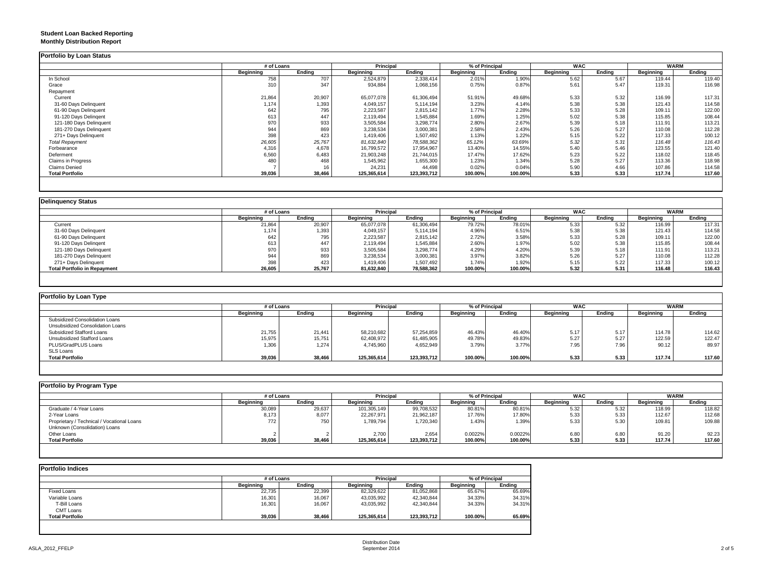**Student Loan Backed Reporting**
**Monthly Distribution Report**

## Portfolio by Loan Status

| | # of Loans | | Principal | | % of Principal | | WAC | | WARM | |
|---|---|---|---|---|---|---|---|---|---|---|
| | Beginning | Ending | Beginning | Ending | Beginning | Ending | Beginning | Ending | Beginning | Ending |
| In School | 758 | 707 | 2,524,879 | 2,338,414 | 2.01% | 1.90% | 5.62 | 5.67 | 119.44 | 119.40 |
| Grace | 310 | 347 | 934,884 | 1,068,156 | 0.75% | 0.87% | 5.61 | 5.47 | 119.31 | 116.98 |
| Repayment | | | | | | | | | | |
| Current | 21,864 | 20,907 | 65,077,078 | 61,306,494 | 51.91% | 49.68% | 5.33 | 5.32 | 116.99 | 117.31 |
| 31-60 Days Delinquent | 1,174 | 1,393 | 4,049,157 | 5,114,194 | 3.23% | 4.14% | 5.38 | 5.38 | 121.43 | 114.58 |
| 61-90 Days Delinquent | 642 | 795 | 2,223,587 | 2,815,142 | 1.77% | 2.28% | 5.33 | 5.28 | 109.11 | 122.00 |
| 91-120 Days Delingent | 613 | 447 | 2,119,494 | 1,545,884 | 1.69% | 1.25% | 5.02 | 5.38 | 115.85 | 108.44 |
| 121-180 Days Delinquent | 970 | 933 | 3,505,584 | 3,298,774 | 2.80% | 2.67% | 5.39 | 5.18 | 111.91 | 113.21 |
| 181-270 Days Delinquent | 944 | 869 | 3,238,534 | 3,000,381 | 2.58% | 2.43% | 5.26 | 5.27 | 110.08 | 112.28 |
| 271+ Days Delinquent | 398 | 423 | 1,419,406 | 1,507,492 | 1.13% | 1.22% | 5.15 | 5.22 | 117.33 | 100.12 |
| *Total Repayment* | *26,605* | *25,767* | *81,632,840* | *78,588,362* | *65.12%* | *63.69%* | *5.32* | *5.31* | *116.48* | *116.43* |
| Forbearance | 4,316 | 4,678 | 16,799,572 | 17,954,967 | 13.40% | 14.55% | 5.40 | 5.46 | 123.55 | 121.40 |
| Deferment | 6,560 | 6,483 | 21,903,248 | 21,744,015 | 17.47% | 17.62% | 5.23 | 5.22 | 118.02 | 118.45 |
| Claims in Progress | 480 | 468 | 1,545,962 | 1,655,300 | 1.23% | 1.34% | 5.28 | 5.27 | 113.36 | 118.98 |
| Claims Denied | 7 | 16 | 24,231 | 44,498 | 0.02% | 0.04% | 5.90 | 4.66 | 107.86 | 114.58 |
| **Total Portfolio** | **39,036** | **38,466** | **125,365,614** | **123,393,712** | **100.00%** | **100.00%** | **5.33** | **5.33** | **117.74** | **117.60** |

## Delinquency Status

| | # of Loans | | Principal | | % of Principal | | WAC | | WARM | |
|---|---|---|---|---|---|---|---|---|---|---|
| | Beginning | Ending | Beginning | Ending | Beginning | Ending | Beginning | Ending | Beginning | Ending |
| Current | 21,864 | 20,907 | 65,077,078 | 61,306,494 | 79.72% | 78.01% | 5.33 | 5.32 | 116.99 | 117.31 |
| 31-60 Days Delinquent | 1,174 | 1,393 | 4,049,157 | 5,114,194 | 4.96% | 6.51% | 5.38 | 5.38 | 121.43 | 114.58 |
| 61-90 Days Delinquent | 642 | 795 | 2,223,587 | 2,815,142 | 2.72% | 3.58% | 5.33 | 5.28 | 109.11 | 122.00 |
| 91-120 Days Delingent | 613 | 447 | 2,119,494 | 1,545,884 | 2.60% | 1.97% | 5.02 | 5.38 | 115.85 | 108.44 |
| 121-180 Days Delinquent | 970 | 933 | 3,505,584 | 3,298,774 | 4.29% | 4.20% | 5.39 | 5.18 | 111.91 | 113.21 |
| 181-270 Days Delinquent | 944 | 869 | 3,238,534 | 3,000,381 | 3.97% | 3.82% | 5.26 | 5.27 | 110.08 | 112.28 |
| 271+ Days Delinquent | 398 | 423 | 1,419,406 | 1,507,492 | 1.74% | 1.92% | 5.15 | 5.22 | 117.33 | 100.12 |
| **Total Portfolio in Repayment** | **26,605** | **25,767** | **81,632,840** | **78,588,362** | **100.00%** | **100.00%** | **5.32** | **5.31** | **116.48** | **116.43** |

## Portfolio by Loan Type

| | # of Loans | | Principal | | % of Principal | | WAC | | WARM | |
|---|---|---|---|---|---|---|---|---|---|---|
| | Beginning | Ending | Beginning | Ending | Beginning | Ending | Beginning | Ending | Beginning | Ending |
| Subsidized Consolidation Loans | | | | | | | | | | |
| Unsubsidized Consolidation Loans | | | | | | | | | | |
| Subsidized Stafford Loans | 21,755 | 21,441 | 58,210,682 | 57,254,859 | 46.43% | 46.40% | 5.17 | 5.17 | 114.78 | 114.62 |
| Unsubsidized Stafford Loans | 15,975 | 15,751 | 62,408,972 | 61,485,905 | 49.78% | 49.83% | 5.27 | 5.27 | 122.59 | 122.47 |
| PLUS/GradPLUS Loans | 1,306 | 1,274 | 4,745,960 | 4,652,949 | 3.79% | 3.77% | 7.95 | 7.96 | 90.12 | 89.97 |
| SLS Loans | | | | | | | | | | |
| **Total Portfolio** | **39,036** | **38,466** | **125,365,614** | **123,393,712** | **100.00%** | **100.00%** | **5.33** | **5.33** | **117.74** | **117.60** |

## Portfolio by Program Type

| | # of Loans | | Principal | | % of Principal | | WAC | | WARM | |
|---|---|---|---|---|---|---|---|---|---|---|
| | Beginning | Ending | Beginning | Ending | Beginning | Ending | Beginning | Ending | Beginning | Ending |
| Graduate / 4-Year Loans | 30,089 | 29,637 | 101,305,149 | 99,708,532 | 80.81% | 80.81% | 5.32 | 5.32 | 118.99 | 118.82 |
| 2-Year Loans | 8,173 | 8,077 | 22,267,971 | 21,962,187 | 17.76% | 17.80% | 5.33 | 5.33 | 112.67 | 112.68 |
| Proprietary / Technical / Vocational Loans | 772 | 750 | 1,789,794 | 1,720,340 | 1.43% | 1.39% | 5.33 | 5.30 | 109.81 | 109.88 |
| Unknown (Consolidation) Loans | | | | | | | | | | |
| Other Loans | 2 | 2 | 2,700 | 2,654 | 0.0022% | 0.0022% | 6.80 | 6.80 | 91.20 | 92.23 |
| **Total Portfolio** | **39,036** | **38,466** | **125,365,614** | **123,393,712** | **100.00%** | **100.00%** | **5.33** | **5.33** | **117.74** | **117.60** |

## Portfolio Indices

| | # of Loans | | Principal | | % of Principal | |
|---|---|---|---|---|---|---|
| | Beginning | Ending | Beginning | Ending | Beginning | Ending |
| Fixed Loans | 22,735 | 22,399 | 82,329,622 | 81,052,868 | 65.67% | 65.69% |
| Variable Loans | 16,301 | 16,067 | 43,035,992 | 42,340,844 | 34.33% | 34.31% |
| T-Bill Loans | 16,301 | 16,067 | 43,035,992 | 42,340,844 | 34.33% | 34.31% |
| CMT Loans | | | | | | |
| **Total Portfolio** | **39,036** | **38,466** | **125,365,614** | **123,393,712** | **100.00%** | **65.69%** |

ASLA_2012_FFELP

Distribution Date
September 2014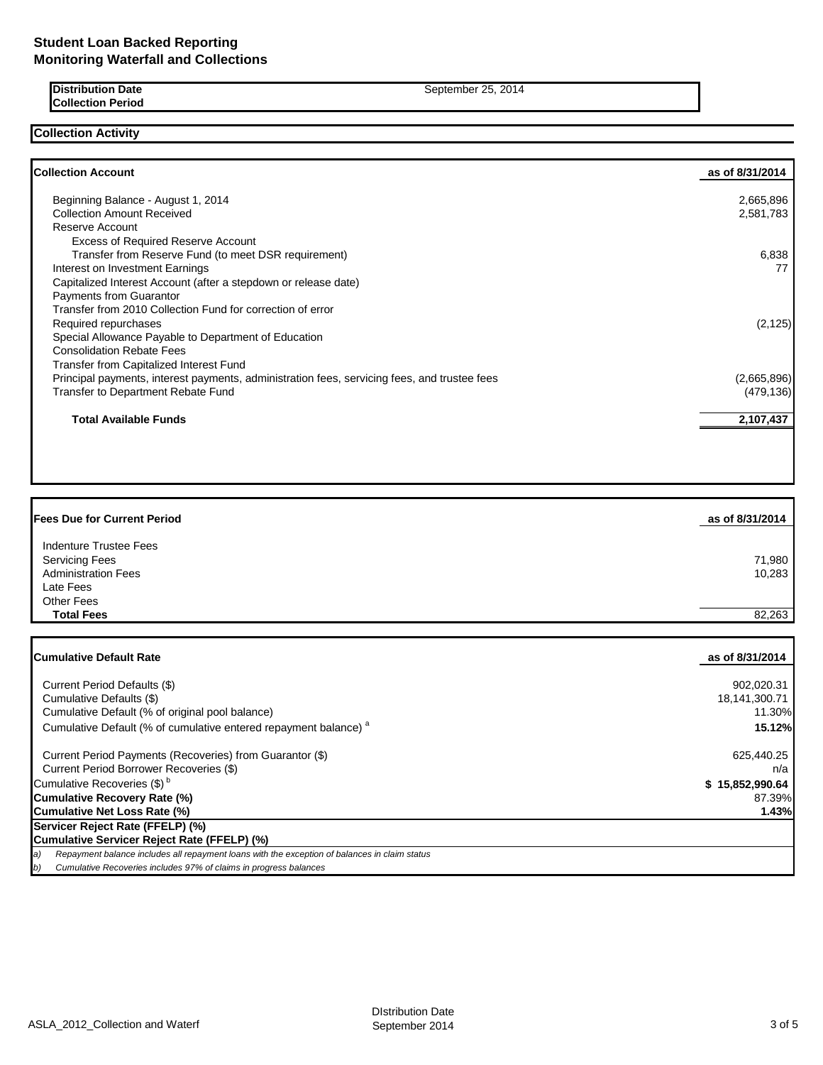# Student Loan Backed Reporting
# Monitoring Waterfall and Collections

| | |
|---|---|
| **Distribution Date** | September 25, 2014 |
| **Collection Period** | |

## Collection Activity

| **Collection Account** | **as of 8/31/2014** |
|---|---|
| Beginning Balance - August 1, 2014 | 2,665,896 |
| Collection Amount Received | 2,581,783 |
| Reserve Account | |
| Excess of Required Reserve Account | |
| Transfer from Reserve Fund (to meet DSR requirement) | 6,838 |
| Interest on Investment Earnings | 77 |
| Capitalized Interest Account (after a stepdown or release date) | |
| Payments from Guarantor | |
| Transfer from 2010 Collection Fund for correction of error | |
| Required repurchases | (2,125) |
| Special Allowance Payable to Department of Education | |
| Consolidation Rebate Fees | |
| Transfer from Capitalized Interest Fund | |
| Principal payments, interest payments, administration fees, servicing fees, and trustee fees | (2,665,896) |
| Transfer to Department Rebate Fund | (479,136) |
| **Total Available Funds** | **2,107,437** |

| **Fees Due for Current Period** | **as of 8/31/2014** |
|---|---|
| Indenture Trustee Fees | |
| Servicing Fees | 71,980 |
| Administration Fees | 10,283 |
| Late Fees | |
| Other Fees | |
| **Total Fees** | 82,263 |

| **Cumulative Default Rate** | **as of 8/31/2014** |
|---|---|
| Current Period Defaults ($) | 902,020.31 |
| Cumulative Defaults ($) | 18,141,300.71 |
| Cumulative Default (% of original pool balance) | 11.30% |
| Cumulative Default (% of cumulative entered repayment balance) [a] | **15.12%** |
| Current Period Payments (Recoveries) from Guarantor ($) | 625,440.25 |
| Current Period Borrower Recoveries ($) | n/a |
| Cumulative Recoveries ($) [b] | **$ 15,852,990.64** |
| **Cumulative Recovery Rate (%)** | 87.39% |
| **Cumulative Net Loss Rate (%)** | **1.43%** |
| **Servicer Reject Rate (FFELP) (%)** | |
| **Cumulative Servicer Reject Rate (FFELP) (%)** | |

*a) Repayment balance includes all repayment loans with the exception of balances in claim status*

*b) Cumulative Recoveries includes 97% of claims in progress balances*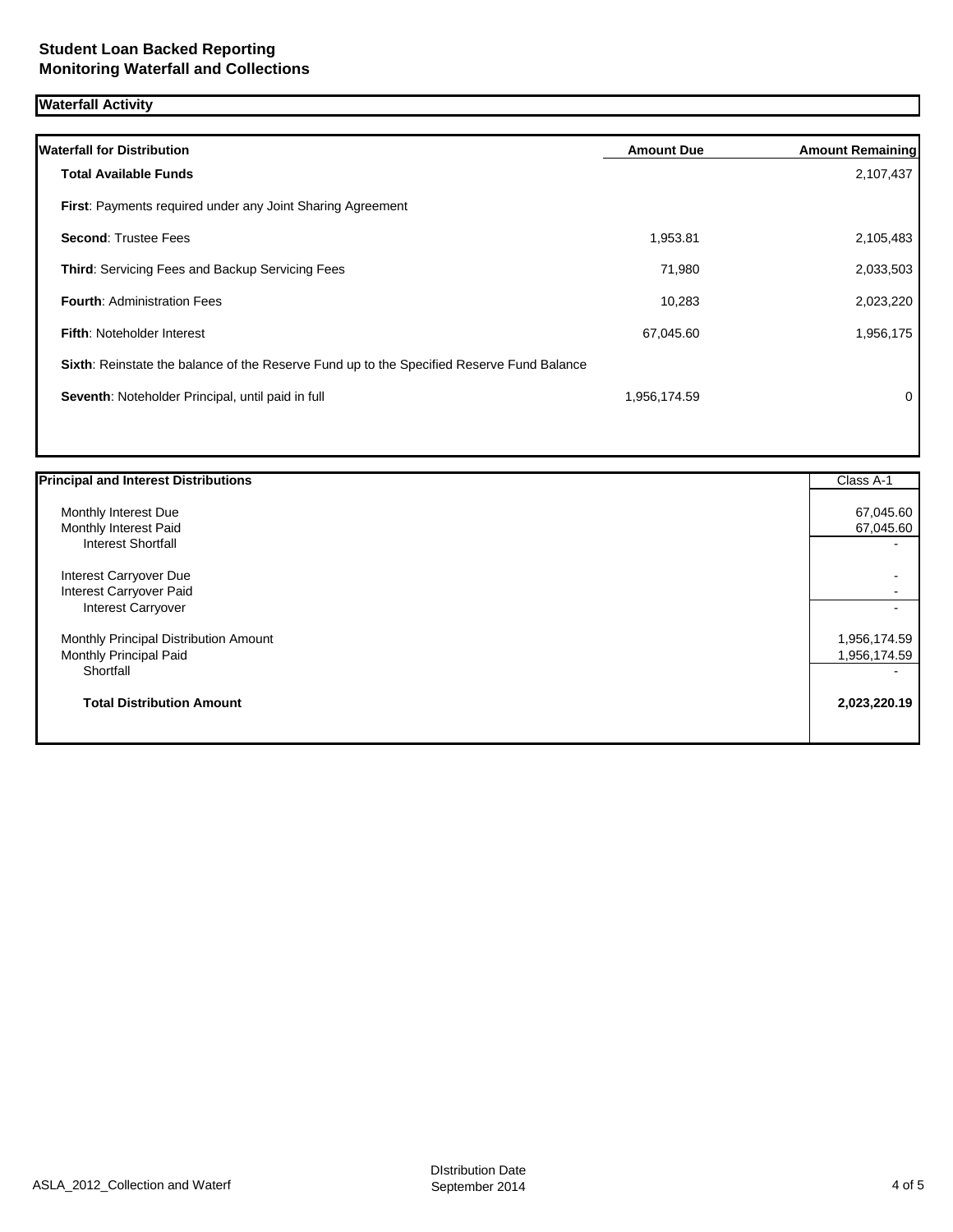## Student Loan Backed Reporting
## Monitoring Waterfall and Collections

### Waterfall Activity

| Waterfall for Distribution | Amount Due | Amount Remaining |
|---|---|---|
| **Total Available Funds** | | 2,107,437 |
| **First**: Payments required under any Joint Sharing Agreement | | |
| **Second**: Trustee Fees | 1,953.81 | 2,105,483 |
| **Third**: Servicing Fees and Backup Servicing Fees | 71,980 | 2,033,503 |
| **Fourth**: Administration Fees | 10,283 | 2,023,220 |
| **Fifth**: Noteholder Interest | 67,045.60 | 1,956,175 |
| **Sixth**: Reinstate the balance of the Reserve Fund up to the Specified Reserve Fund Balance | | |
| **Seventh**: Noteholder Principal, until paid in full | 1,956,174.59 | 0 |

| Principal and Interest Distributions | Class A-1 |
|---|---|
| Monthly Interest Due | 67,045.60 |
| Monthly Interest Paid | 67,045.60 |
| Interest Shortfall | - |
| Interest Carryover Due | - |
| Interest Carryover Paid | - |
| Interest Carryover | - |
| Monthly Principal Distribution Amount | 1,956,174.59 |
| Monthly Principal Paid | 1,956,174.59 |
| Shortfall | - |
| **Total Distribution Amount** | **2,023,220.19** |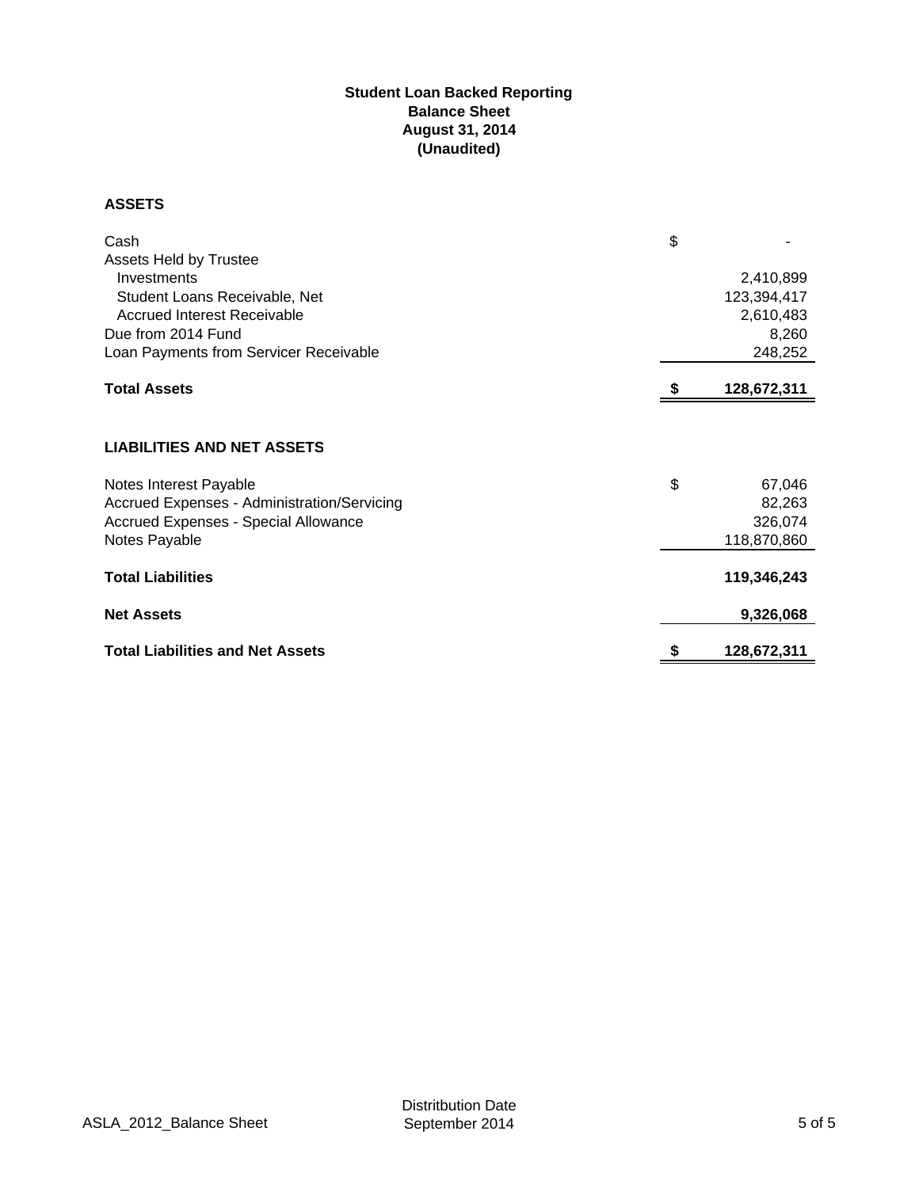**Student Loan Backed Reporting**
**Balance Sheet**
**August 31, 2014**
**(Unaudited)**

**ASSETS**

| | | |
|---|---|---|
| Cash | $ | - |
| Assets Held by Trustee | | |
| Investments | | 2,410,899 |
| Student Loans Receivable, Net | | 123,394,417 |
| Accrued Interest Receivable | | 2,610,483 |
| Due from 2014 Fund | | 8,260 |
| Loan Payments from Servicer Receivable | | 248,252 |
| **Total Assets** | **$** | **128,672,311** |

**LIABILITIES AND NET ASSETS**

| | | |
|---|---|---|
| Notes Interest Payable | $ | 67,046 |
| Accrued Expenses - Administration/Servicing | | 82,263 |
| Accrued Expenses - Special Allowance | | 326,074 |
| Notes Payable | | 118,870,860 |
| **Total Liabilities** | | **119,346,243** |
| **Net Assets** | | **9,326,068** |
| **Total Liabilities and Net Assets** | **$** | **128,672,311** |

ASLA_2012_Balance Sheet

Distritbution Date
September 2014